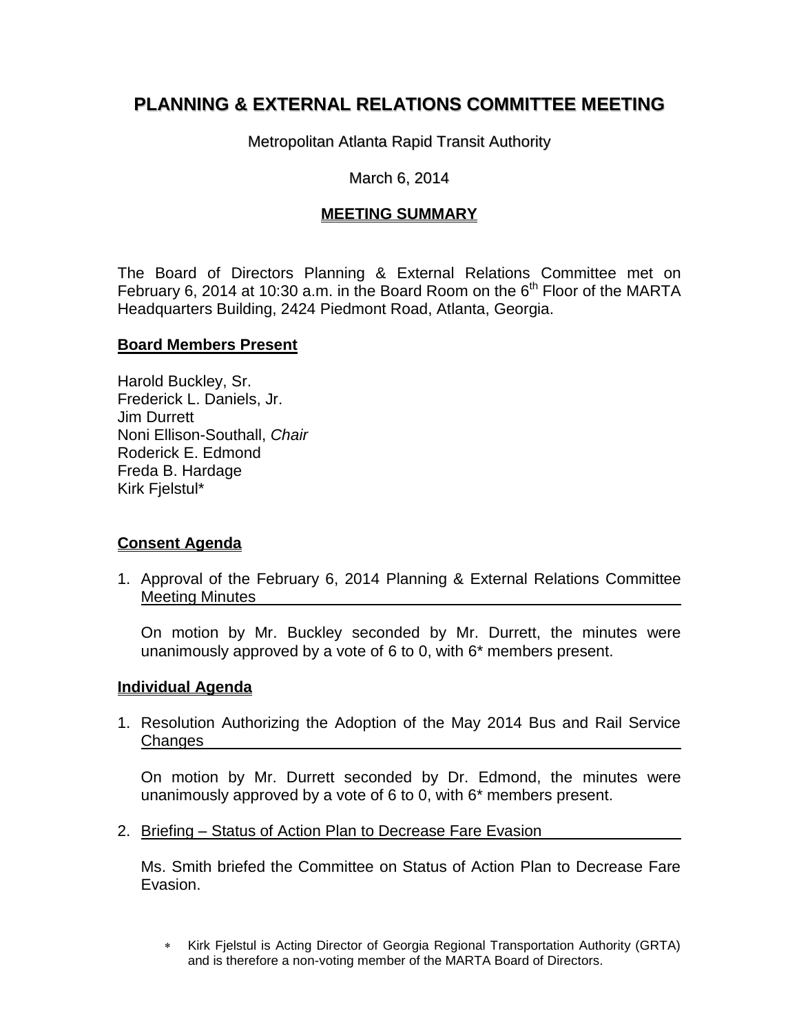# PLANNING & EXTERNAL RELATIONS COMMITTEE MEETING

Metropolitan Atlanta Rapid Transit Authority

March 6, 2014

## MEETING SUMMARY

The Board of Directors Planning & External Relations Committee met on February 6, 2014 at 10:30 a.m. in the Board Room on the 6th Floor of the MARTA Headquarters Building, 2424 Piedmont Road, Atlanta, Georgia.

**Board Members Present**

Harold Buckley, Sr.
Frederick L. Daniels, Jr.
Jim Durrett
Noni Ellison-Southall, *Chair*
Roderick E. Edmond
Freda B. Hardage
Kirk Fjelstul*

**Consent Agenda**

1. Approval of the February 6, 2014 Planning & External Relations Committee Meeting Minutes

   On motion by Mr. Buckley seconded by Mr. Durrett, the minutes were unanimously approved by a vote of 6 to 0, with 6* members present.

**Individual Agenda**

1. Resolution Authorizing the Adoption of the May 2014 Bus and Rail Service Changes

   On motion by Mr. Durrett seconded by Dr. Edmond, the minutes were unanimously approved by a vote of 6 to 0, with 6* members present.

2. Briefing – Status of Action Plan to Decrease Fare Evasion

   Ms. Smith briefed the Committee on Status of Action Plan to Decrease Fare Evasion.

* Kirk Fjelstul is Acting Director of Georgia Regional Transportation Authority (GRTA) and is therefore a non-voting member of the MARTA Board of Directors.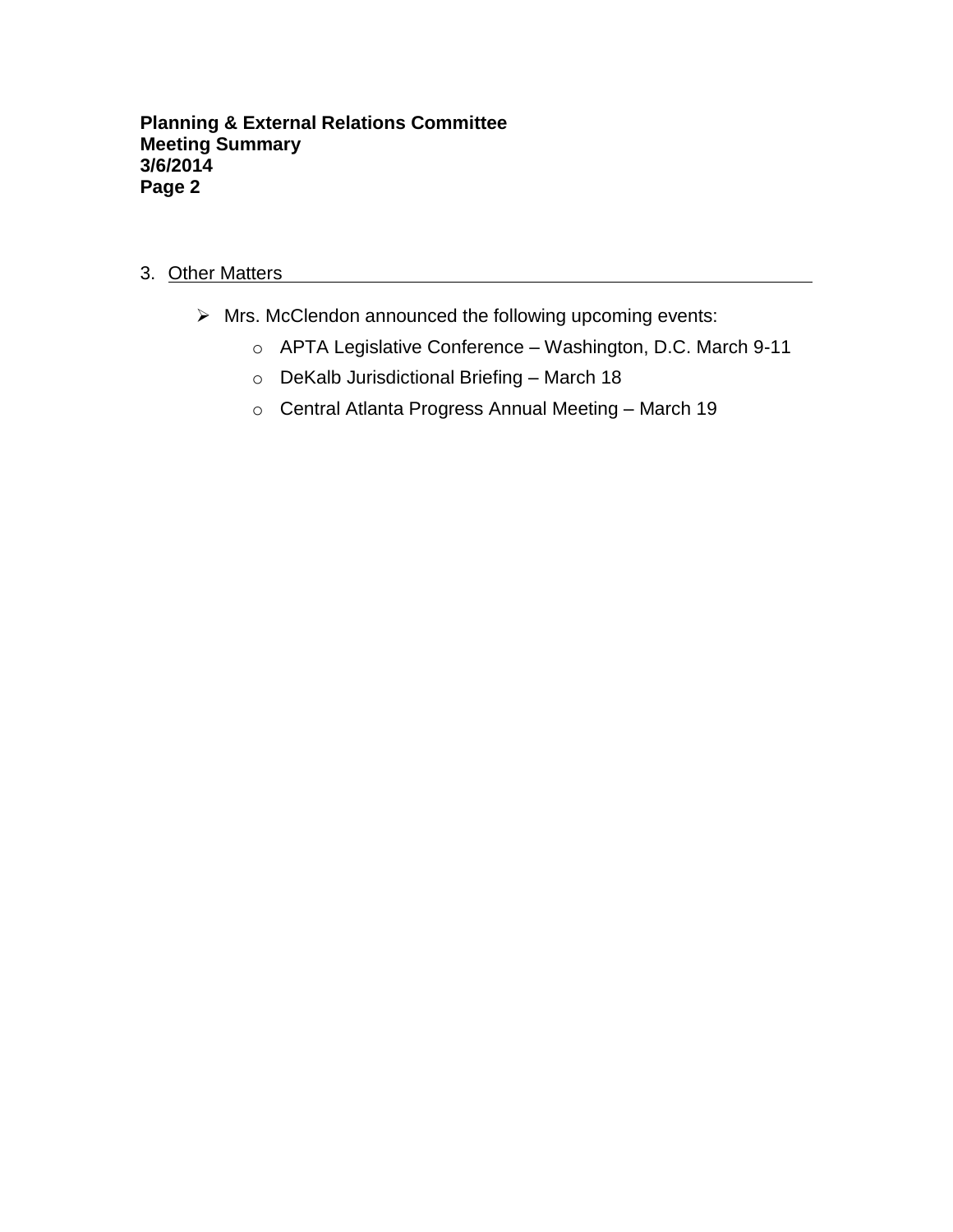3. Other Matters

- Mrs. McClendon announced the following upcoming events:
  - APTA Legislative Conference – Washington, D.C. March 9-11
  - DeKalb Jurisdictional Briefing – March 18
  - Central Atlanta Progress Annual Meeting – March 19